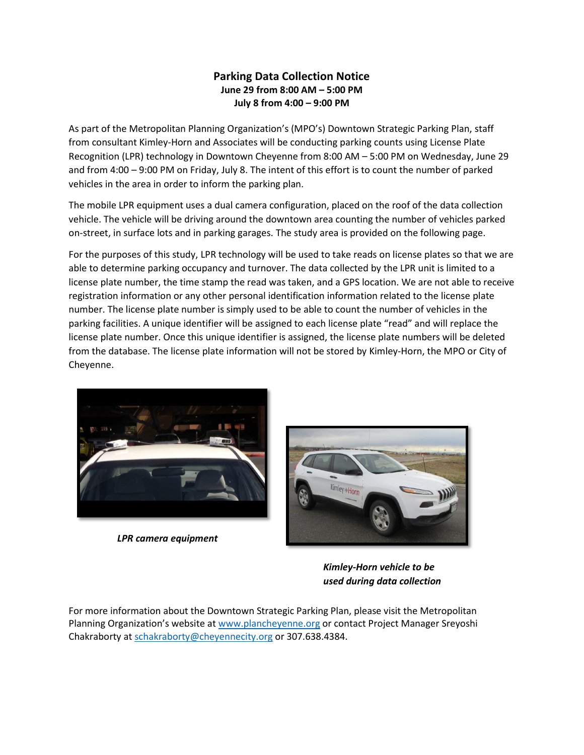# Parking Data Collection Notice

**June 29 from 8:00 AM – 5:00 PM**
**July 8 from 4:00 – 9:00 PM**

As part of the Metropolitan Planning Organization's (MPO's) Downtown Strategic Parking Plan, staff from consultant Kimley-Horn and Associates will be conducting parking counts using License Plate Recognition (LPR) technology in Downtown Cheyenne from 8:00 AM – 5:00 PM on Wednesday, June 29 and from 4:00 – 9:00 PM on Friday, July 8. The intent of this effort is to count the number of parked vehicles in the area in order to inform the parking plan.

The mobile LPR equipment uses a dual camera configuration, placed on the roof of the data collection vehicle. The vehicle will be driving around the downtown area counting the number of vehicles parked on-street, in surface lots and in parking garages. The study area is provided on the following page.

For the purposes of this study, LPR technology will be used to take reads on license plates so that we are able to determine parking occupancy and turnover. The data collected by the LPR unit is limited to a license plate number, the time stamp the read was taken, and a GPS location. We are not able to receive registration information or any other personal identification information related to the license plate number. The license plate number is simply used to be able to count the number of vehicles in the parking facilities. A unique identifier will be assigned to each license plate "read" and will replace the license plate number. Once this unique identifier is assigned, the license plate numbers will be deleted from the database. The license plate information will not be stored by Kimley-Horn, the MPO or City of Cheyenne.

*LPR camera equipment*

*Kimley-Horn vehicle to be used during data collection*

For more information about the Downtown Strategic Parking Plan, please visit the Metropolitan Planning Organization's website at www.plancheyenne.org or contact Project Manager Sreyoshi Chakraborty at schakraborty@cheyennecity.org or 307.638.4384.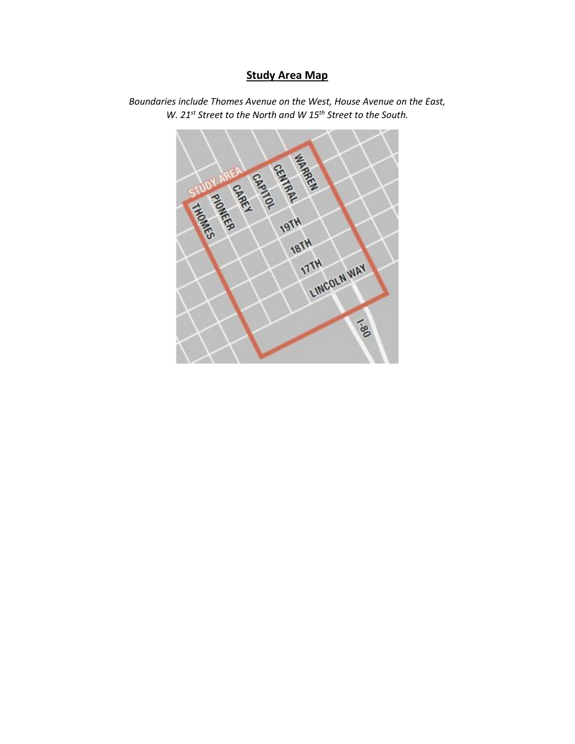## Study Area Map

*Boundaries include Thomes Avenue on the West, House Avenue on the East, W. 21st Street to the North and W 15th Street to the South.*

STUDY AREA

THOMES

PIONEER

CAREY

CAPITOL

CENTRAL

WARREN

19TH

18TH

17TH

LINCOLN WAY

I-80